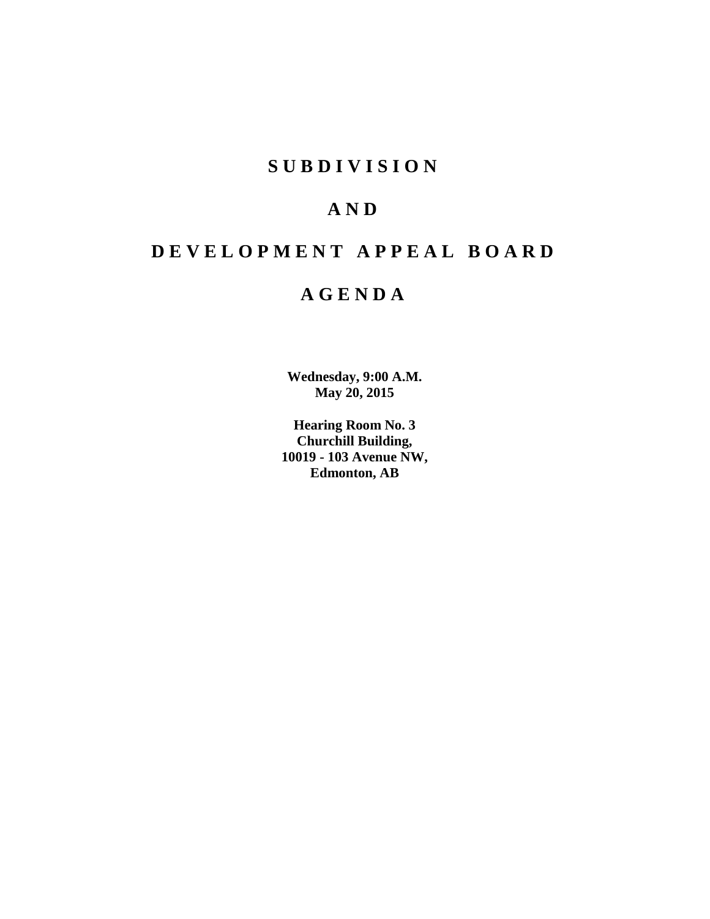# S U B D I V I S I O N

# A N D

# D E V E L O P M E N T   A P P E A L   B O A R D

# A G E N D A

**Wednesday, 9:00 A.M.**
**May 20, 2015**

**Hearing Room No. 3**
**Churchill Building,**
**10019 - 103 Avenue NW,**
**Edmonton, AB**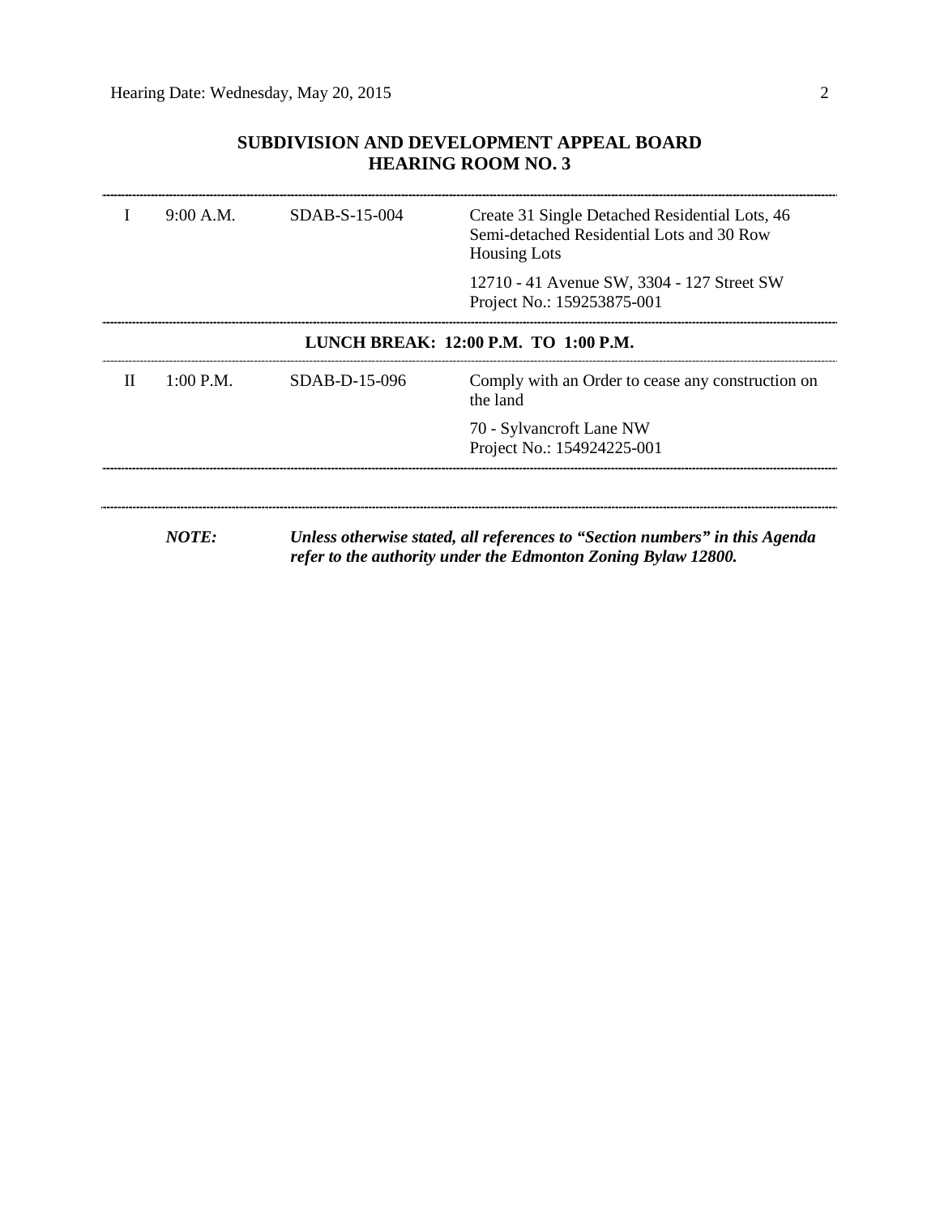## SUBDIVISION AND DEVELOPMENT APPEAL BOARD
## HEARING ROOM NO. 3

| | | | |
|---|---|---|---|
| I | 9:00 A.M. | SDAB-S-15-004 | Create 31 Single Detached Residential Lots, 46 Semi-detached Residential Lots and 30 Row Housing Lots<br><br>12710 - 41 Avenue SW, 3304 - 127 Street SW<br>Project No.: 159253875-001 |

**LUNCH BREAK: 12:00 P.M. TO 1:00 P.M.**

| | | | |
|---|---|---|---|
| II | 1:00 P.M. | SDAB-D-15-096 | Comply with an Order to cease any construction on the land<br><br>70 - Sylvancroft Lane NW<br>Project No.: 154924225-001 |

***NOTE:*** ***Unless otherwise stated, all references to "Section numbers" in this Agenda refer to the authority under the Edmonton Zoning Bylaw 12800.***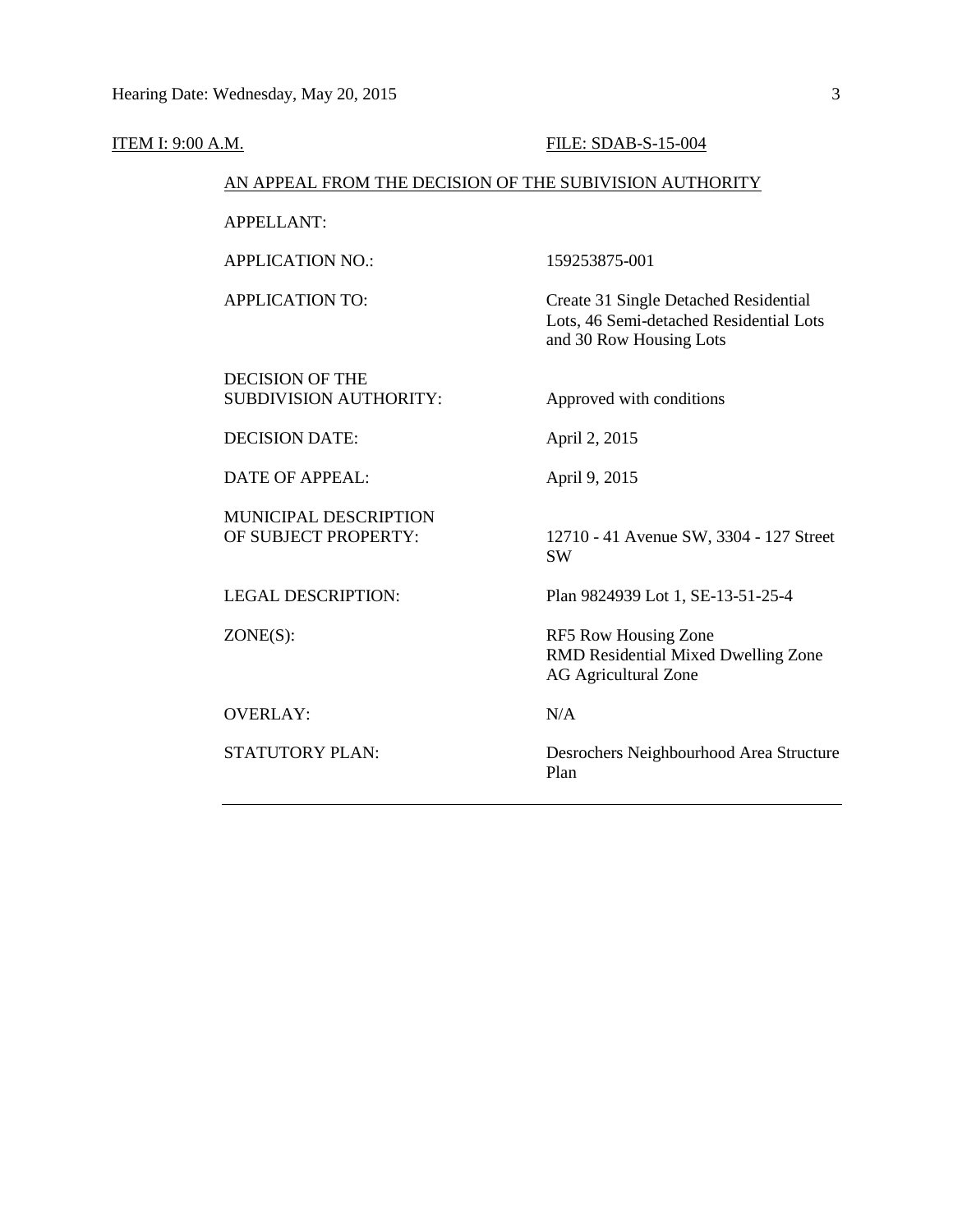ITEM I: 9:00 A.M. FILE: SDAB-S-15-004

AN APPEAL FROM THE DECISION OF THE SUBIVISION AUTHORITY

| | |
|---|---|
| APPELLANT: | |
| APPLICATION NO.: | 159253875-001 |
| APPLICATION TO: | Create 31 Single Detached Residential Lots, 46 Semi-detached Residential Lots and 30 Row Housing Lots |
| DECISION OF THE SUBDIVISION AUTHORITY: | Approved with conditions |
| DECISION DATE: | April 2, 2015 |
| DATE OF APPEAL: | April 9, 2015 |
| MUNICIPAL DESCRIPTION OF SUBJECT PROPERTY: | 12710 - 41 Avenue SW, 3304 - 127 Street SW |
| LEGAL DESCRIPTION: | Plan 9824939 Lot 1, SE-13-51-25-4 |
| ZONE(S): | RF5 Row Housing Zone<br>RMD Residential Mixed Dwelling Zone<br>AG Agricultural Zone |
| OVERLAY: | N/A |
| STATUTORY PLAN: | Desrochers Neighbourhood Area Structure Plan |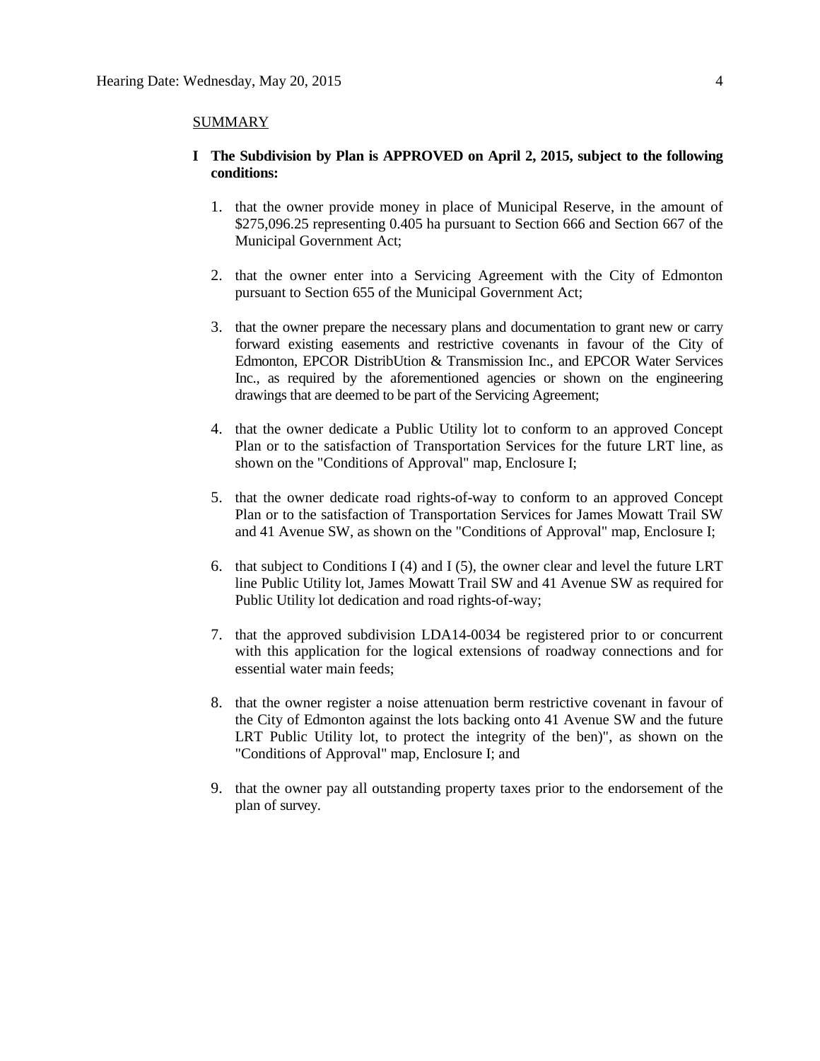SUMMARY

**I The Subdivision by Plan is APPROVED on April 2, 2015, subject to the following conditions:**

1. that the owner provide money in place of Municipal Reserve, in the amount of $275,096.25 representing 0.405 ha pursuant to Section 666 and Section 667 of the Municipal Government Act;

2. that the owner enter into a Servicing Agreement with the City of Edmonton pursuant to Section 655 of the Municipal Government Act;

3. that the owner prepare the necessary plans and documentation to grant new or carry forward existing easements and restrictive covenants in favour of the City of Edmonton, EPCOR DistribUtion & Transmission Inc., and EPCOR Water Services Inc., as required by the aforementioned agencies or shown on the engineering drawings that are deemed to be part of the Servicing Agreement;

4. that the owner dedicate a Public Utility lot to conform to an approved Concept Plan or to the satisfaction of Transportation Services for the future LRT line, as shown on the "Conditions of Approval" map, Enclosure I;

5. that the owner dedicate road rights-of-way to conform to an approved Concept Plan or to the satisfaction of Transportation Services for James Mowatt Trail SW and 41 Avenue SW, as shown on the "Conditions of Approval" map, Enclosure I;

6. that subject to Conditions I (4) and I (5), the owner clear and level the future LRT line Public Utility lot, James Mowatt Trail SW and 41 Avenue SW as required for Public Utility lot dedication and road rights-of-way;

7. that the approved subdivision LDA14-0034 be registered prior to or concurrent with this application for the logical extensions of roadway connections and for essential water main feeds;

8. that the owner register a noise attenuation berm restrictive covenant in favour of the City of Edmonton against the lots backing onto 41 Avenue SW and the future LRT Public Utility lot, to protect the integrity of the ben)", as shown on the "Conditions of Approval" map, Enclosure I; and

9. that the owner pay all outstanding property taxes prior to the endorsement of the plan of survey.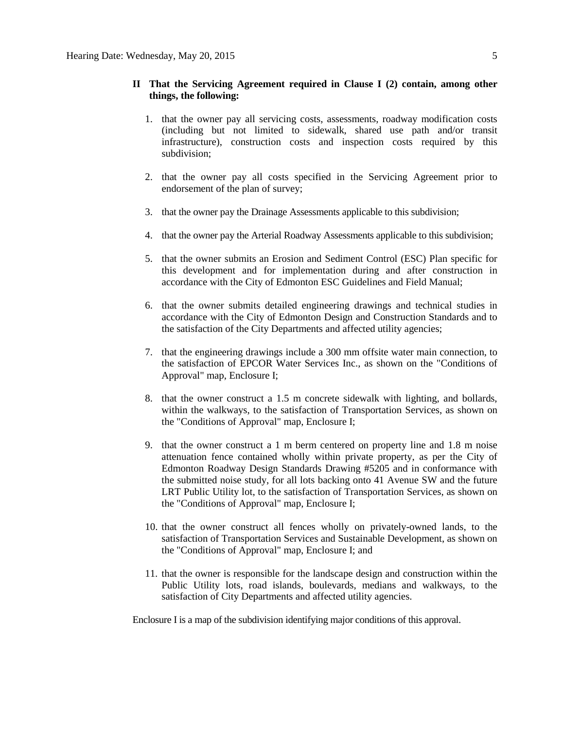**II That the Servicing Agreement required in Clause I (2) contain, among other things, the following:**

1. that the owner pay all servicing costs, assessments, roadway modification costs (including but not limited to sidewalk, shared use path and/or transit infrastructure), construction costs and inspection costs required by this subdivision;

2. that the owner pay all costs specified in the Servicing Agreement prior to endorsement of the plan of survey;

3. that the owner pay the Drainage Assessments applicable to this subdivision;

4. that the owner pay the Arterial Roadway Assessments applicable to this subdivision;

5. that the owner submits an Erosion and Sediment Control (ESC) Plan specific for this development and for implementation during and after construction in accordance with the City of Edmonton ESC Guidelines and Field Manual;

6. that the owner submits detailed engineering drawings and technical studies in accordance with the City of Edmonton Design and Construction Standards and to the satisfaction of the City Departments and affected utility agencies;

7. that the engineering drawings include a 300 mm offsite water main connection, to the satisfaction of EPCOR Water Services Inc., as shown on the "Conditions of Approval" map, Enclosure I;

8. that the owner construct a 1.5 m concrete sidewalk with lighting, and bollards, within the walkways, to the satisfaction of Transportation Services, as shown on the "Conditions of Approval" map, Enclosure I;

9. that the owner construct a 1 m berm centered on property line and 1.8 m noise attenuation fence contained wholly within private property, as per the City of Edmonton Roadway Design Standards Drawing #5205 and in conformance with the submitted noise study, for all lots backing onto 41 Avenue SW and the future LRT Public Utility lot, to the satisfaction of Transportation Services, as shown on the "Conditions of Approval" map, Enclosure I;

10. that the owner construct all fences wholly on privately-owned lands, to the satisfaction of Transportation Services and Sustainable Development, as shown on the "Conditions of Approval" map, Enclosure I; and

11. that the owner is responsible for the landscape design and construction within the Public Utility lots, road islands, boulevards, medians and walkways, to the satisfaction of City Departments and affected utility agencies.

Enclosure I is a map of the subdivision identifying major conditions of this approval.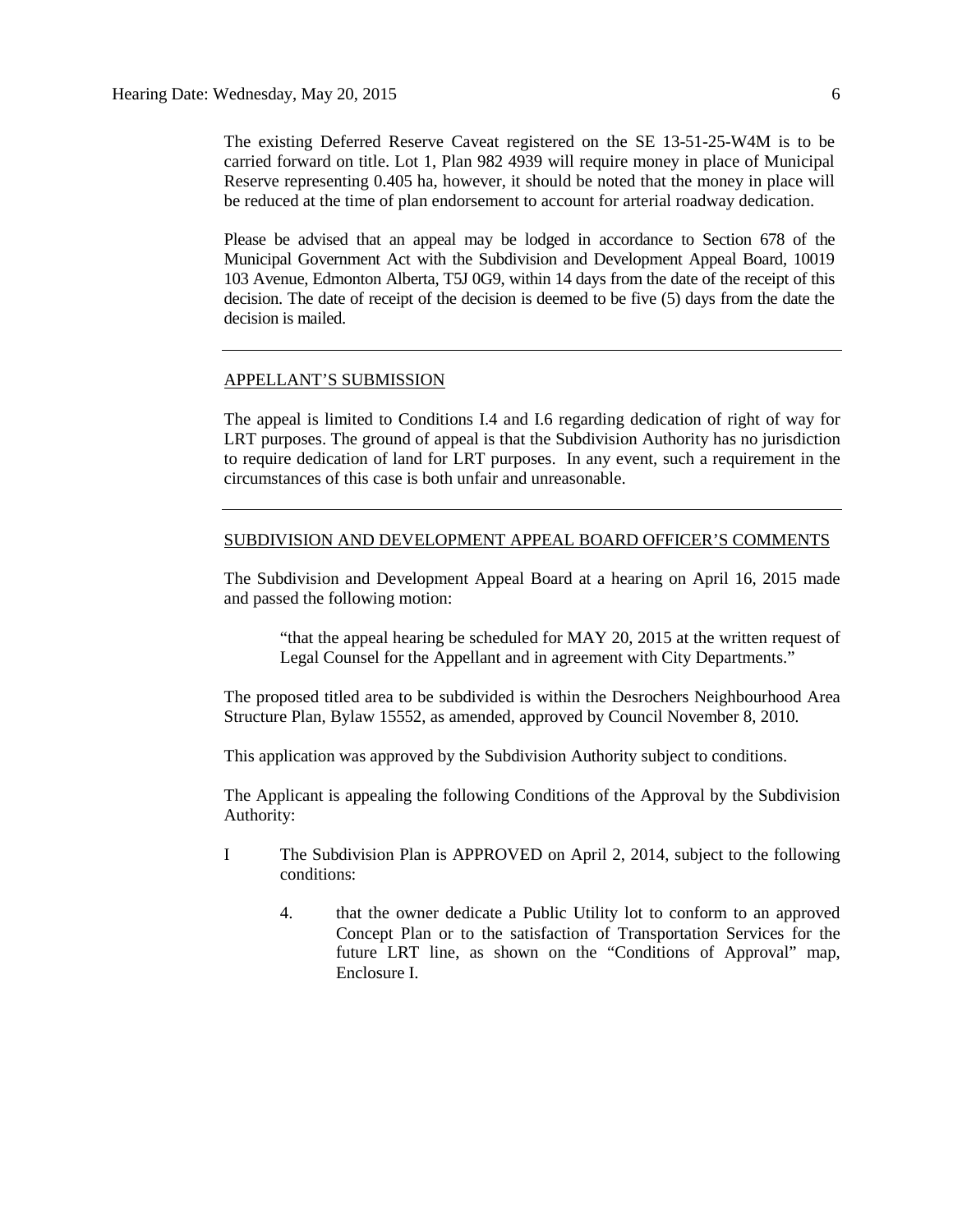The existing Deferred Reserve Caveat registered on the SE 13-51-25-W4M is to be carried forward on title. Lot 1, Plan 982 4939 will require money in place of Municipal Reserve representing 0.405 ha, however, it should be noted that the money in place will be reduced at the time of plan endorsement to account for arterial roadway dedication.

Please be advised that an appeal may be lodged in accordance to Section 678 of the Municipal Government Act with the Subdivision and Development Appeal Board, 10019 103 Avenue, Edmonton Alberta, T5J 0G9, within 14 days from the date of the receipt of this decision. The date of receipt of the decision is deemed to be five (5) days from the date the decision is mailed.

---

APPELLANT'S SUBMISSION

The appeal is limited to Conditions I.4 and I.6 regarding dedication of right of way for LRT purposes. The ground of appeal is that the Subdivision Authority has no jurisdiction to require dedication of land for LRT purposes. In any event, such a requirement in the circumstances of this case is both unfair and unreasonable.

---

SUBDIVISION AND DEVELOPMENT APPEAL BOARD OFFICER'S COMMENTS

The Subdivision and Development Appeal Board at a hearing on April 16, 2015 made and passed the following motion:

> "that the appeal hearing be scheduled for MAY 20, 2015 at the written request of Legal Counsel for the Appellant and in agreement with City Departments."

The proposed titled area to be subdivided is within the Desrochers Neighbourhood Area Structure Plan, Bylaw 15552, as amended, approved by Council November 8, 2010.

This application was approved by the Subdivision Authority subject to conditions.

The Applicant is appealing the following Conditions of the Approval by the Subdivision Authority:

I The Subdivision Plan is APPROVED on April 2, 2014, subject to the following conditions:

4. that the owner dedicate a Public Utility lot to conform to an approved Concept Plan or to the satisfaction of Transportation Services for the future LRT line, as shown on the "Conditions of Approval" map, Enclosure I.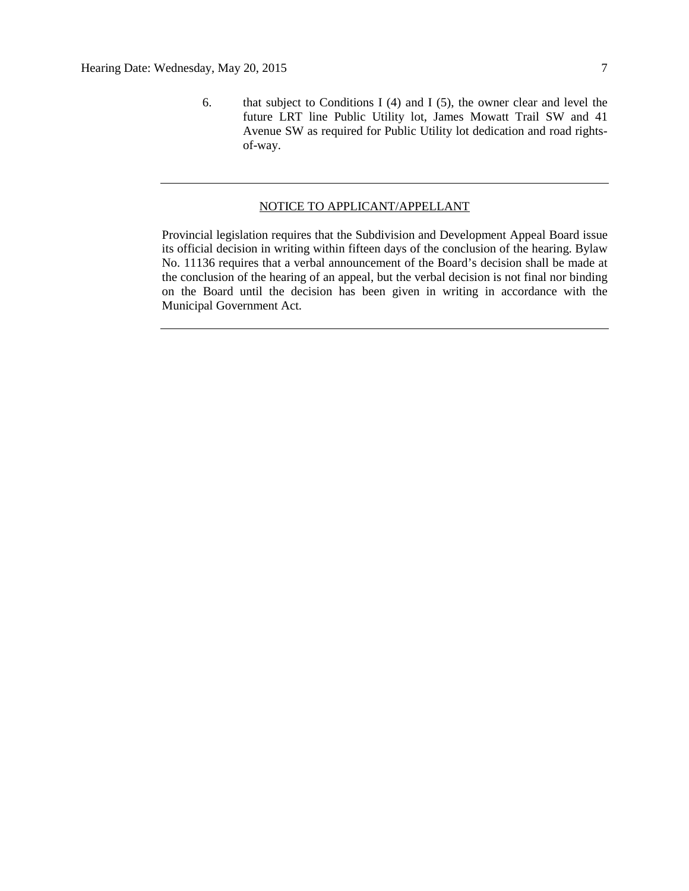6. that subject to Conditions I (4) and I (5), the owner clear and level the future LRT line Public Utility lot, James Mowatt Trail SW and 41 Avenue SW as required for Public Utility lot dedication and road rights-of-way.

---

NOTICE TO APPLICANT/APPELLANT

Provincial legislation requires that the Subdivision and Development Appeal Board issue its official decision in writing within fifteen days of the conclusion of the hearing. Bylaw No. 11136 requires that a verbal announcement of the Board's decision shall be made at the conclusion of the hearing of an appeal, but the verbal decision is not final nor binding on the Board until the decision has been given in writing in accordance with the Municipal Government Act.

---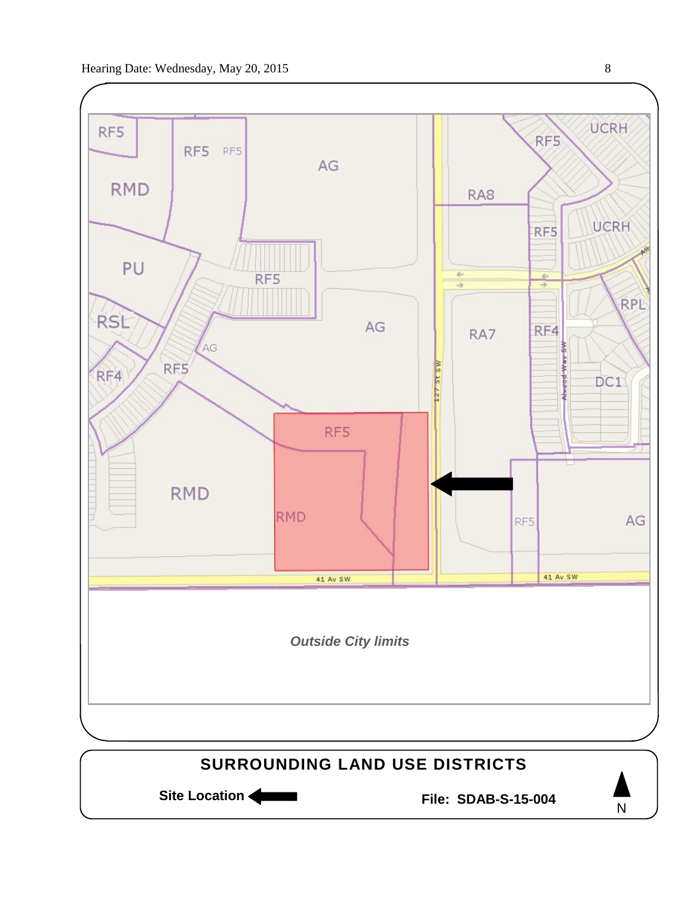RF5

RF5 RF5

AG

RMD

RA8

RF5

UCRH

RF5

UCRH

PU

RF5

AG

RA7

RF4

RPL

RSL

AG

RF5

RF4

127 St SW

Allwood Way SW

DC1

RF5

RMD

RMD

RF5

AG

41 Av SW

41 Av SW

*Outside City limits*

**SURROUNDING LAND USE DISTRICTS**

**Site Location** ⬅

**File: SDAB-S-15-004**

N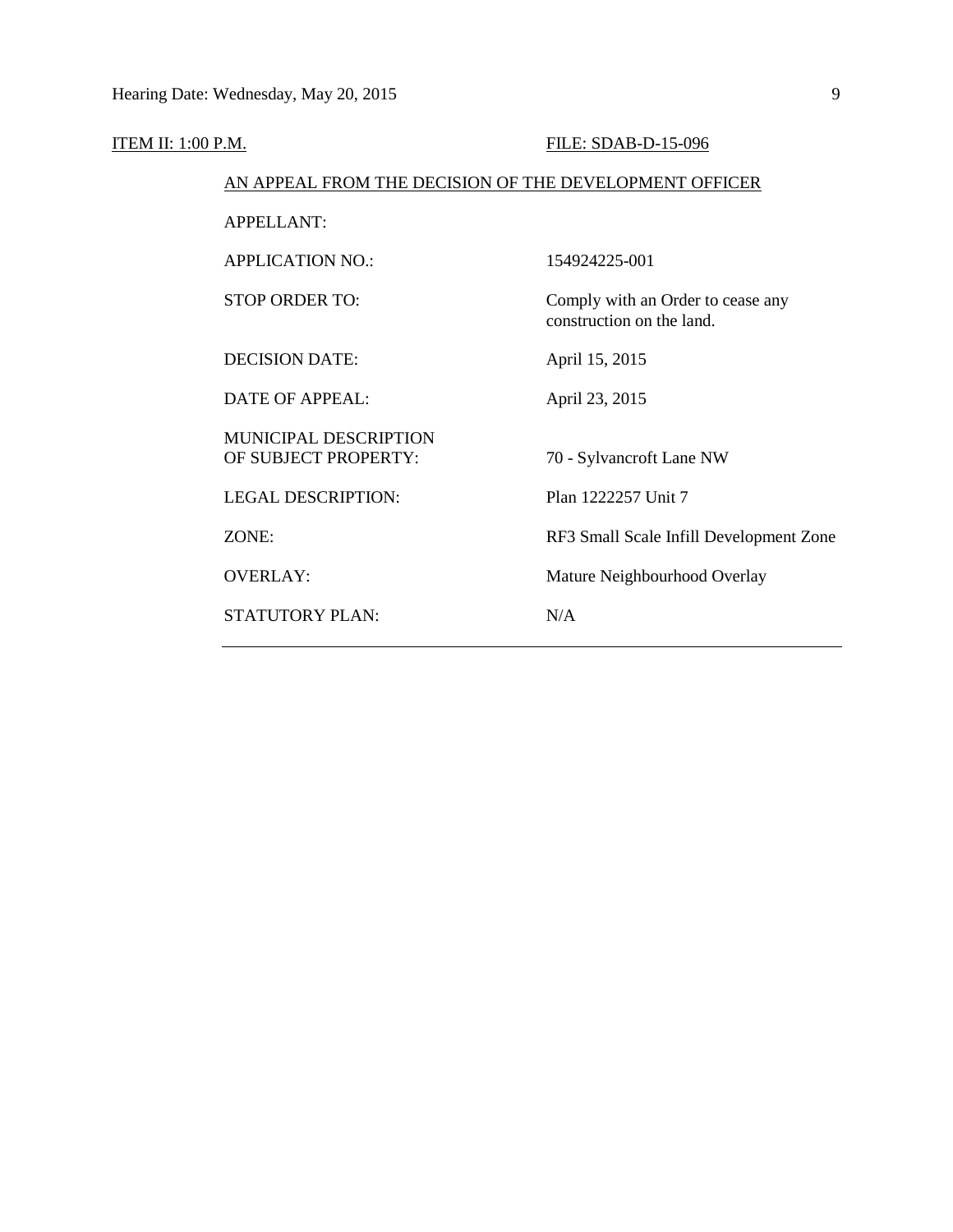ITEM II: 1:00 P.M. FILE: SDAB-D-15-096

AN APPEAL FROM THE DECISION OF THE DEVELOPMENT OFFICER

| | |
|---|---|
| APPELLANT: | |
| APPLICATION NO.: | 154924225-001 |
| STOP ORDER TO: | Comply with an Order to cease any construction on the land. |
| DECISION DATE: | April 15, 2015 |
| DATE OF APPEAL: | April 23, 2015 |
| MUNICIPAL DESCRIPTION OF SUBJECT PROPERTY: | 70 - Sylvancroft Lane NW |
| LEGAL DESCRIPTION: | Plan 1222257 Unit 7 |
| ZONE: | RF3 Small Scale Infill Development Zone |
| OVERLAY: | Mature Neighbourhood Overlay |
| STATUTORY PLAN: | N/A |

---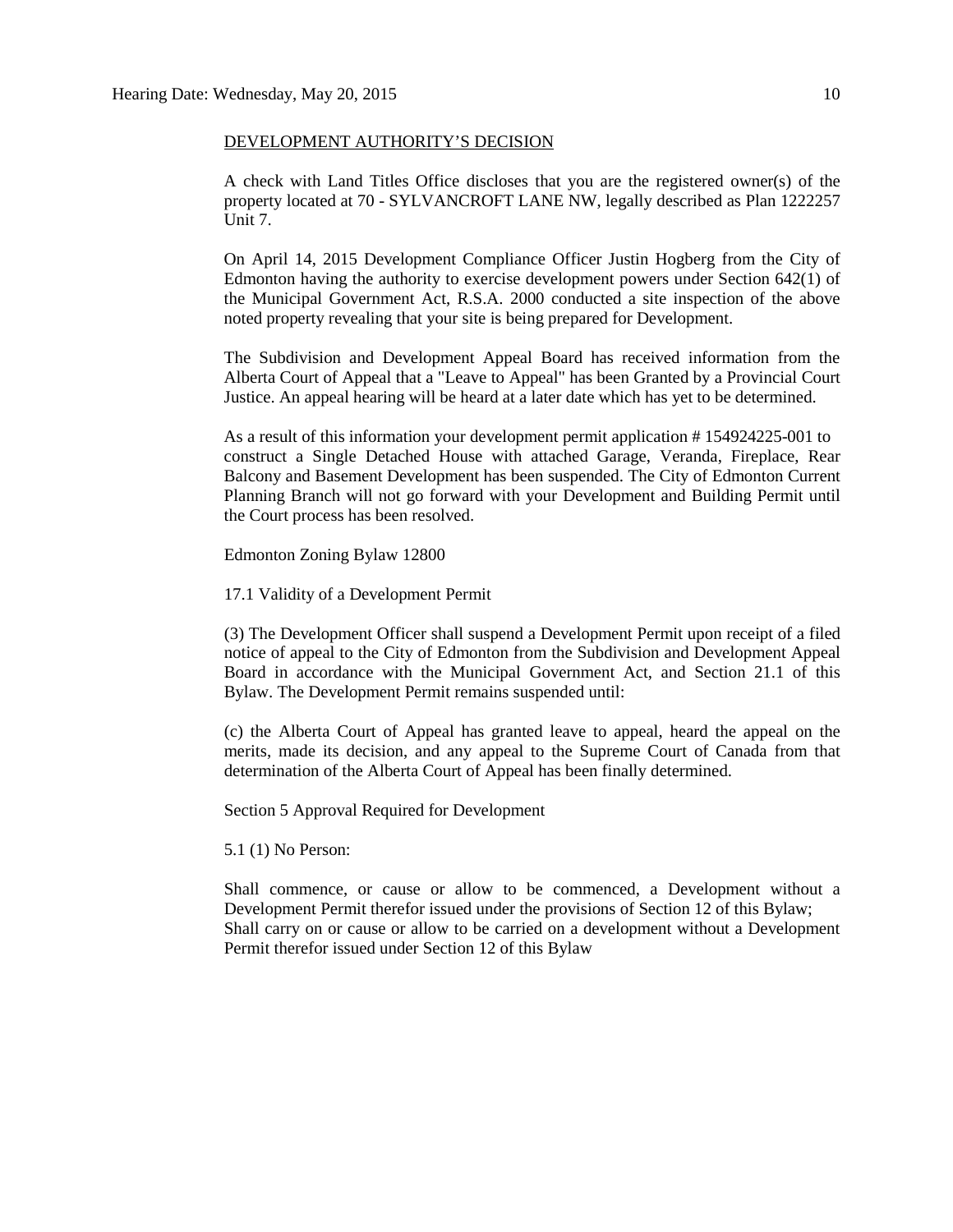## DEVELOPMENT AUTHORITY'S DECISION

A check with Land Titles Office discloses that you are the registered owner(s) of the property located at 70 - SYLVANCROFT LANE NW, legally described as Plan 1222257 Unit 7.

On April 14, 2015 Development Compliance Officer Justin Hogberg from the City of Edmonton having the authority to exercise development powers under Section 642(1) of the Municipal Government Act, R.S.A. 2000 conducted a site inspection of the above noted property revealing that your site is being prepared for Development.

The Subdivision and Development Appeal Board has received information from the Alberta Court of Appeal that a "Leave to Appeal" has been Granted by a Provincial Court Justice. An appeal hearing will be heard at a later date which has yet to be determined.

As a result of this information your development permit application # 154924225-001 to construct a Single Detached House with attached Garage, Veranda, Fireplace, Rear Balcony and Basement Development has been suspended. The City of Edmonton Current Planning Branch will not go forward with your Development and Building Permit until the Court process has been resolved.

Edmonton Zoning Bylaw 12800

17.1 Validity of a Development Permit

(3) The Development Officer shall suspend a Development Permit upon receipt of a filed notice of appeal to the City of Edmonton from the Subdivision and Development Appeal Board in accordance with the Municipal Government Act, and Section 21.1 of this Bylaw. The Development Permit remains suspended until:

(c) the Alberta Court of Appeal has granted leave to appeal, heard the appeal on the merits, made its decision, and any appeal to the Supreme Court of Canada from that determination of the Alberta Court of Appeal has been finally determined.

Section 5 Approval Required for Development

5.1 (1) No Person:

Shall commence, or cause or allow to be commenced, a Development without a Development Permit therefor issued under the provisions of Section 12 of this Bylaw;
Shall carry on or cause or allow to be carried on a development without a Development Permit therefor issued under Section 12 of this Bylaw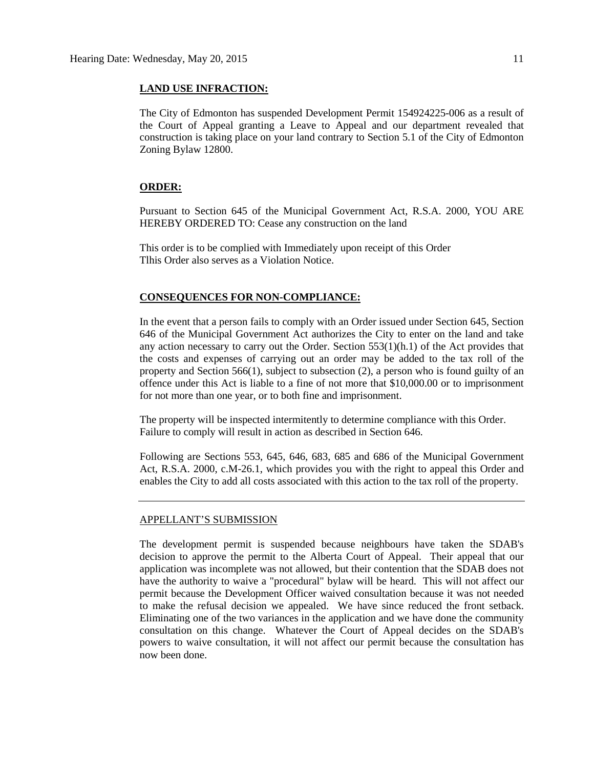**LAND USE INFRACTION:**

The City of Edmonton has suspended Development Permit 154924225-006 as a result of the Court of Appeal granting a Leave to Appeal and our department revealed that construction is taking place on your land contrary to Section 5.1 of the City of Edmonton Zoning Bylaw 12800.

**ORDER:**

Pursuant to Section 645 of the Municipal Government Act, R.S.A. 2000, YOU ARE HEREBY ORDERED TO: Cease any construction on the land

This order is to be complied with Immediately upon receipt of this Order
Tlhis Order also serves as a Violation Notice.

**CONSEQUENCES FOR NON-COMPLIANCE:**

In the event that a person fails to comply with an Order issued under Section 645, Section 646 of the Municipal Government Act authorizes the City to enter on the land and take any action necessary to carry out the Order. Section 553(1)(h.1) of the Act provides that the costs and expenses of carrying out an order may be added to the tax roll of the property and Section 566(1), subject to subsection (2), a person who is found guilty of an offence under this Act is liable to a fine of not more that $10,000.00 or to imprisonment for not more than one year, or to both fine and imprisonment.

The property will be inspected intermitently to determine compliance with this Order. Failure to comply will result in action as described in Section 646.

Following are Sections 553, 645, 646, 683, 685 and 686 of the Municipal Government Act, R.S.A. 2000, c.M-26.1, which provides you with the right to appeal this Order and enables the City to add all costs associated with this action to the tax roll of the property.

---

APPELLANT'S SUBMISSION

The development permit is suspended because neighbours have taken the SDAB's decision to approve the permit to the Alberta Court of Appeal. Their appeal that our application was incomplete was not allowed, but their contention that the SDAB does not have the authority to waive a "procedural" bylaw will be heard. This will not affect our permit because the Development Officer waived consultation because it was not needed to make the refusal decision we appealed. We have since reduced the front setback. Eliminating one of the two variances in the application and we have done the community consultation on this change. Whatever the Court of Appeal decides on the SDAB's powers to waive consultation, it will not affect our permit because the consultation has now been done.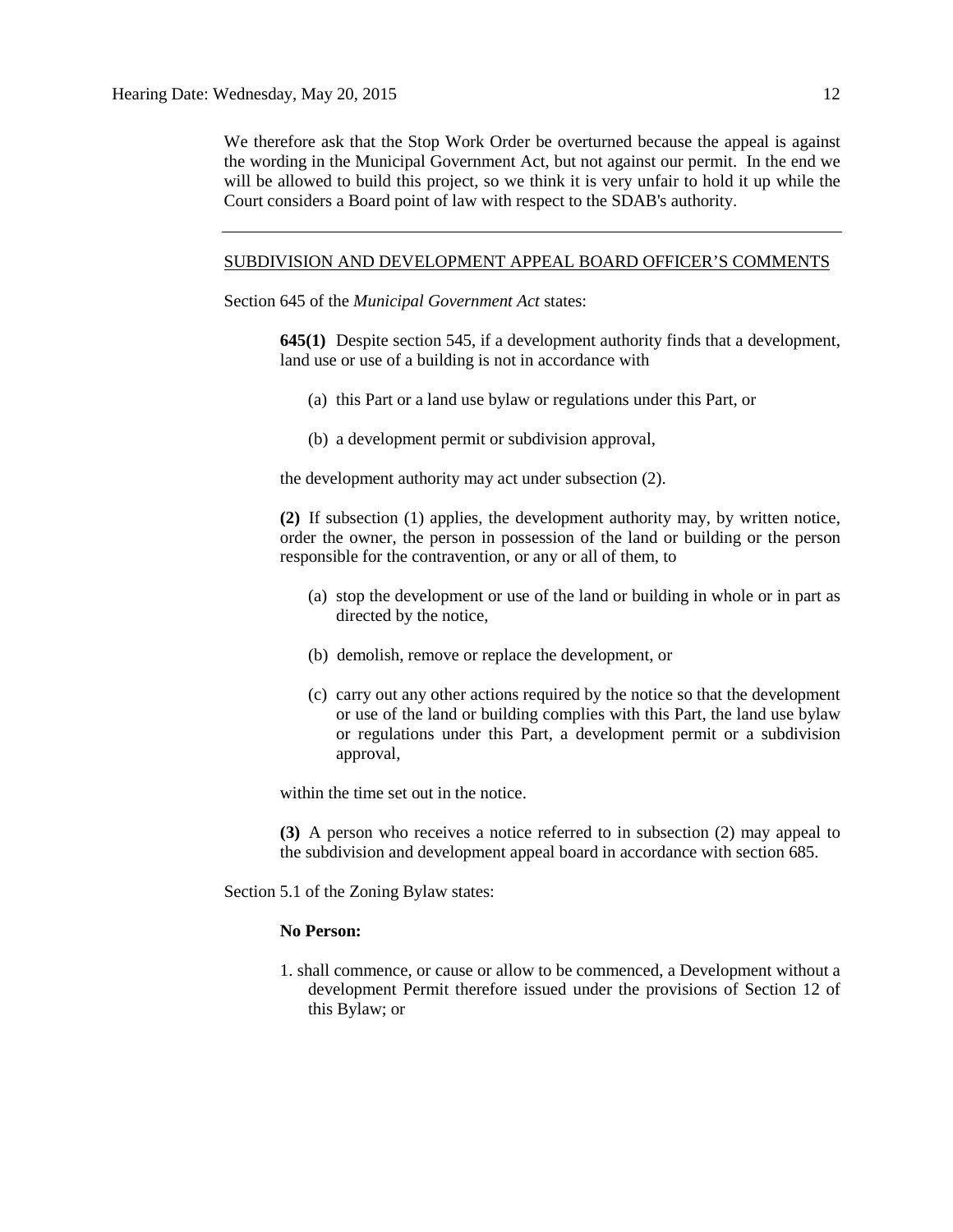We therefore ask that the Stop Work Order be overturned because the appeal is against the wording in the Municipal Government Act, but not against our permit. In the end we will be allowed to build this project, so we think it is very unfair to hold it up while the Court considers a Board point of law with respect to the SDAB's authority.

---

SUBDIVISION AND DEVELOPMENT APPEAL BOARD OFFICER'S COMMENTS

Section 645 of the *Municipal Government Act* states:

> **645(1)** Despite section 545, if a development authority finds that a development, land use or use of a building is not in accordance with
>
> (a) this Part or a land use bylaw or regulations under this Part, or
>
> (b) a development permit or subdivision approval,
>
> the development authority may act under subsection (2).
>
> **(2)** If subsection (1) applies, the development authority may, by written notice, order the owner, the person in possession of the land or building or the person responsible for the contravention, or any or all of them, to
>
> (a) stop the development or use of the land or building in whole or in part as directed by the notice,
>
> (b) demolish, remove or replace the development, or
>
> (c) carry out any other actions required by the notice so that the development or use of the land or building complies with this Part, the land use bylaw or regulations under this Part, a development permit or a subdivision approval,
>
> within the time set out in the notice.
>
> **(3)** A person who receives a notice referred to in subsection (2) may appeal to the subdivision and development appeal board in accordance with section 685.

Section 5.1 of the Zoning Bylaw states:

> **No Person:**
>
> 1. shall commence, or cause or allow to be commenced, a Development without a development Permit therefore issued under the provisions of Section 12 of this Bylaw; or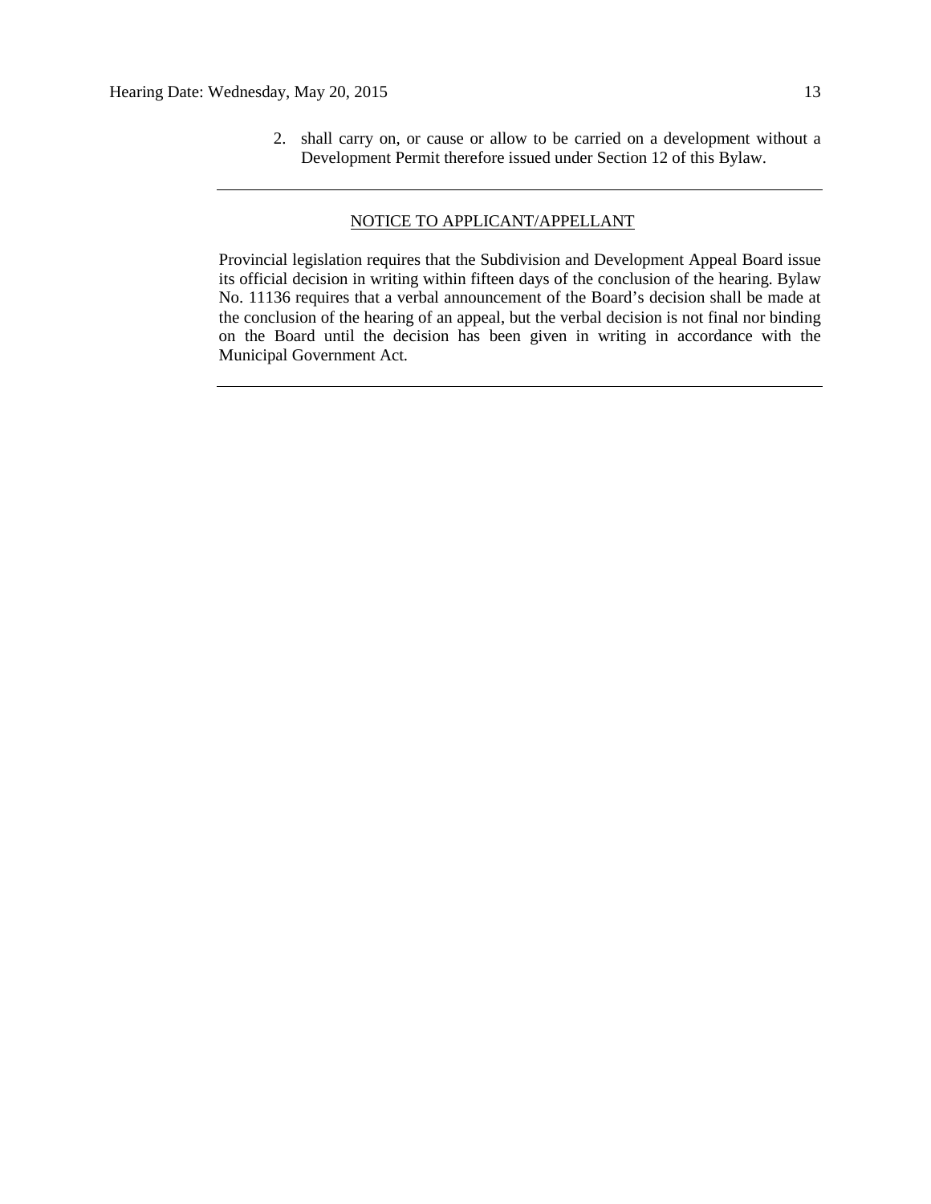2. shall carry on, or cause or allow to be carried on a development without a Development Permit therefore issued under Section 12 of this Bylaw.

---

NOTICE TO APPLICANT/APPELLANT

Provincial legislation requires that the Subdivision and Development Appeal Board issue its official decision in writing within fifteen days of the conclusion of the hearing. Bylaw No. 11136 requires that a verbal announcement of the Board's decision shall be made at the conclusion of the hearing of an appeal, but the verbal decision is not final nor binding on the Board until the decision has been given in writing in accordance with the Municipal Government Act.

---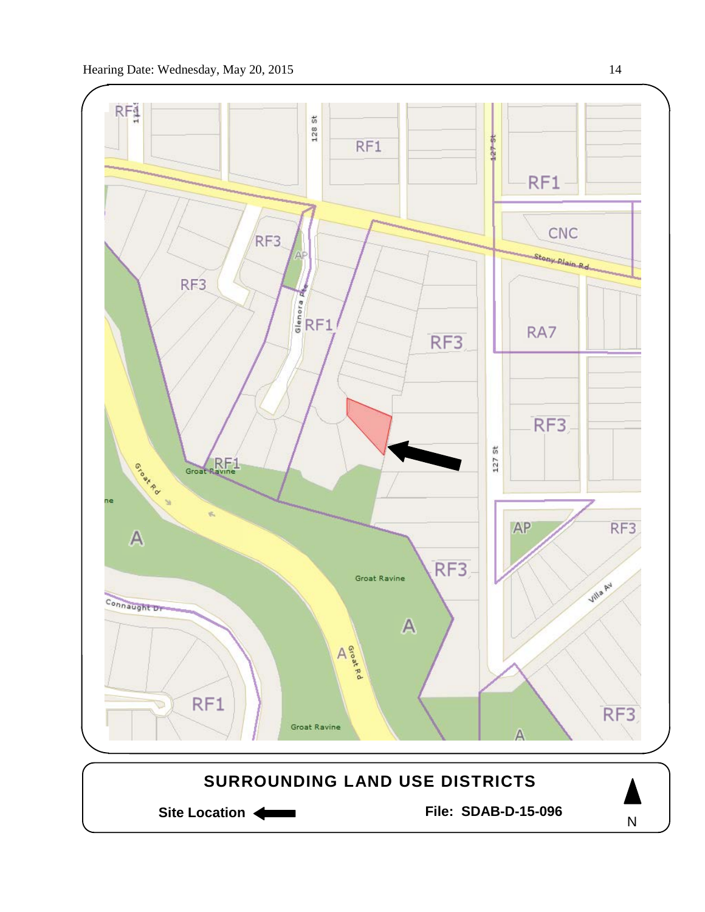## SURROUNDING LAND USE DISTRICTS

**Site Location** ⟵

**File: SDAB-D-15-096**

N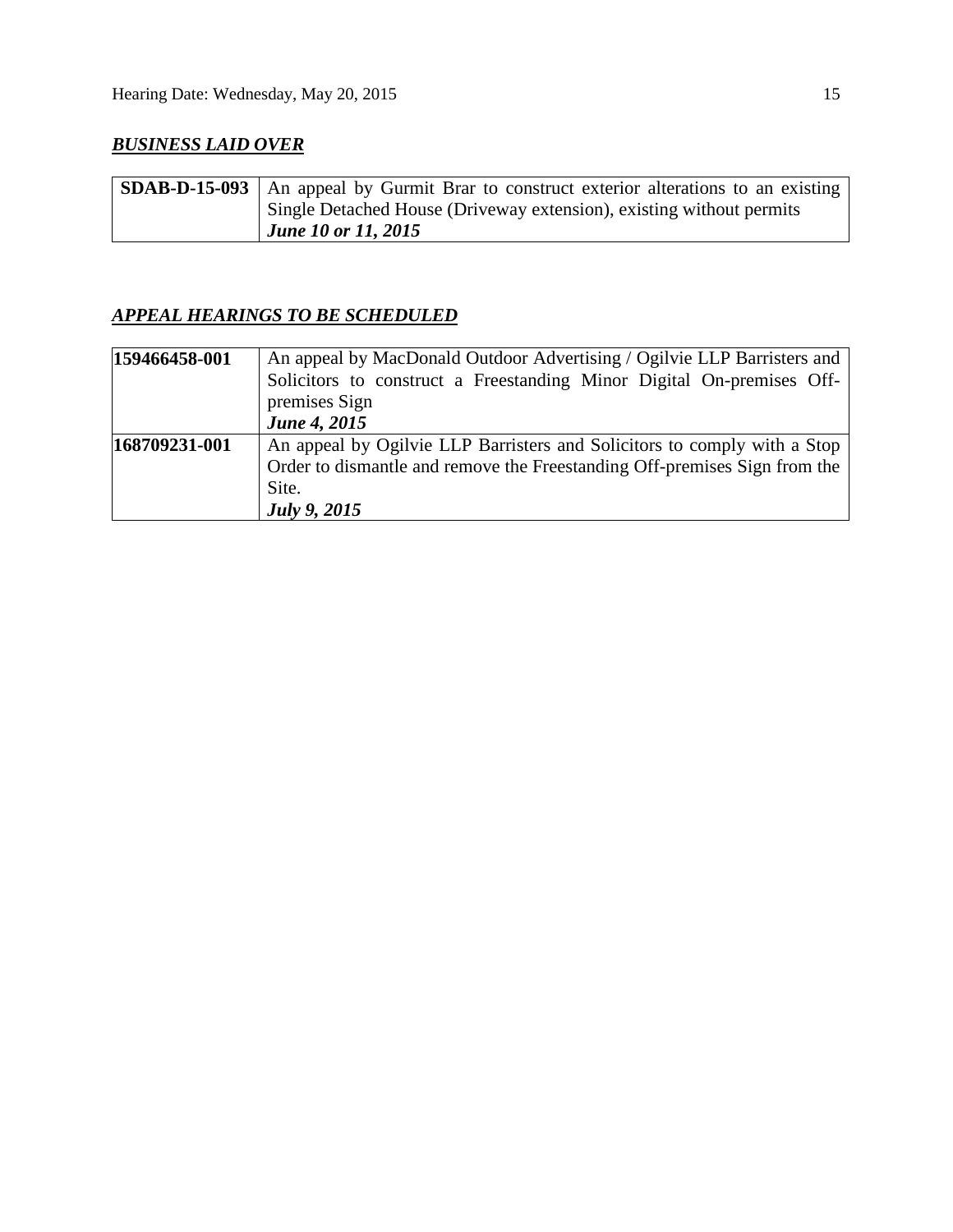## ***BUSINESS LAID OVER***

| | |
|---|---|
| **SDAB-D-15-093** | An appeal by Gurmit Brar to construct exterior alterations to an existing Single Detached House (Driveway extension), existing without permits<br>***June 10 or 11, 2015*** |

## ***APPEAL HEARINGS TO BE SCHEDULED***

| | |
|---|---|
| **159466458-001** | An appeal by MacDonald Outdoor Advertising / Ogilvie LLP Barristers and Solicitors to construct a Freestanding Minor Digital On-premises Off-premises Sign<br>***June 4, 2015*** |
| **168709231-001** | An appeal by Ogilvie LLP Barristers and Solicitors to comply with a Stop Order to dismantle and remove the Freestanding Off-premises Sign from the Site.<br>***July 9, 2015*** |